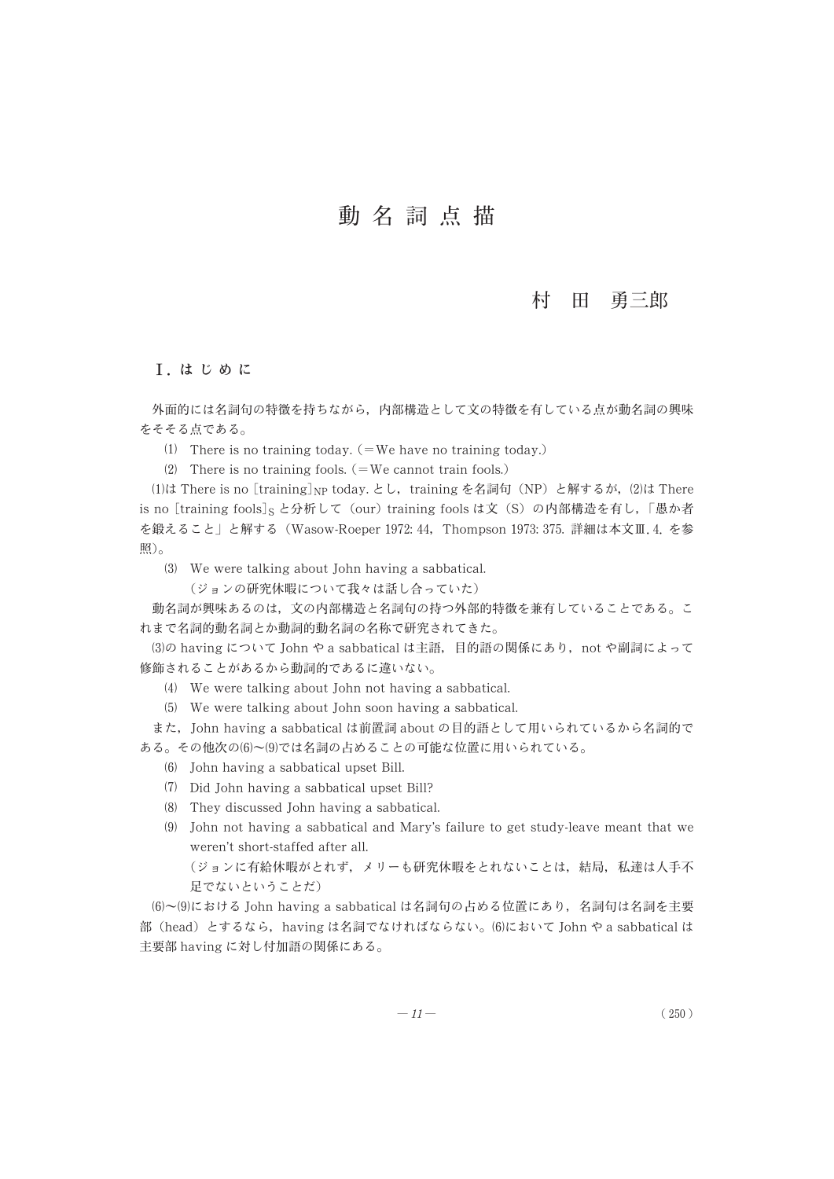# 動 名 詞 点 描

## 村 田 勇三郎

### Ⅰ. は じ め に

外面的には名詞句の特徴を持ちながら，内部構造として文の特徴を有している点が動名詞の興味をそそる点である。

⑴ There is no training today.（＝We have no training today.）

⑵ There is no training fools.（＝We cannot train fools.）

⑴は There is no $[\text{training}]_{NP}$ today. とし，training を名詞句（NP）と解するが，⑵は There is no $[\text{training fools}]_{S}$ と分析して（our）training fools は文（S）の内部構造を有し，「愚か者を鍛えること」と解する（Wasow-Roeper 1972: 44，Thompson 1973: 375. 詳細は本文Ⅲ. 4. を参照)。

⑶ We were talking about John having a sabbatical.
（ジョンの研究休暇について我々は話し合っていた）

動名詞が興味あるのは，文の内部構造と名詞句の持つ外部的特徴を兼有していることである。これまで名詞的動名詞とか動詞的動名詞の名称で研究されてきた。

⑶の having について John や a sabbatical は主語，目的語の関係にあり，not や副詞によって修飾されることがあるから動詞的であるに違いない。

⑷ We were talking about John not having a sabbatical.

⑸ We were talking about John soon having a sabbatical.

また，John having a sabbatical は前置詞 about の目的語として用いられているから名詞的である。その他次の⑹〜⑼では名詞の占めることの可能な位置に用いられている。

⑹ John having a sabbatical upset Bill.

⑺ Did John having a sabbatical upset Bill?

⑻ They discussed John having a sabbatical.

⑼ John not having a sabbatical and Mary's failure to get study-leave meant that we weren't short-staffed after all.
（ジョンに有給休暇がとれず，メリーも研究休暇をとれないことは，結局，私達は人手不足でないということだ）

⑹〜⑼における John having a sabbatical は名詞句の占める位置にあり，名詞句は名詞を主要部（head）とするなら，having は名詞でなければならない。⑹において John や a sabbatical は主要部 having に対し付加語の関係にある。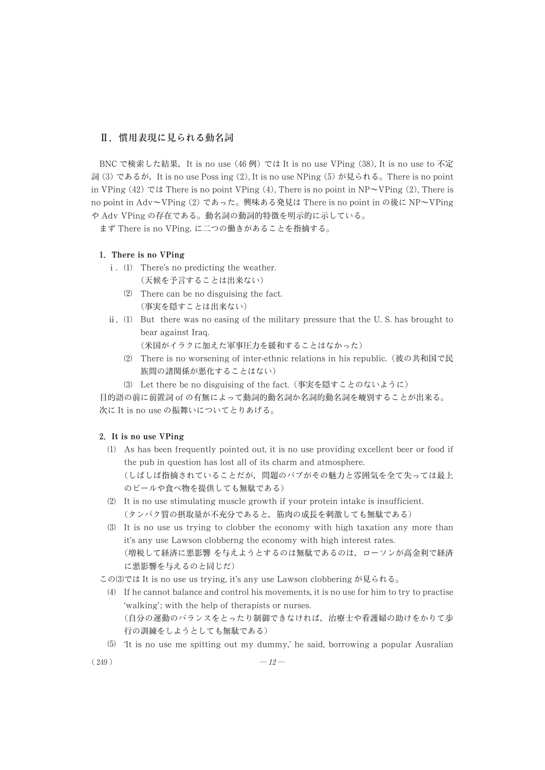## Ⅱ．慣用表現に見られる動名詞

BNC で検索した結果，It is no use (46 例) では It is no use VPing (38), It is no use to 不定詞 (3) であるが，It is no use Poss ing (2), It is no use NPing (5) が見られる。There is no point in VPing (42) では There is no point VPing (4), There is no point in NP〜VPing (2), There is no point in Adv〜VPing (2) であった。興味ある発見は There is no point in の後に NP〜VPing や Adv VPing の存在である。動名詞の動詞的特徴を明示的に示している。

まず There is no VPing. に二つの働きがあることを指摘する。

### 1. There is no VPing

i . (1) There's no predicting the weather.
(天候を予言することは出来ない)

(2) There can be no disguising the fact.
(事実を隠すことは出来ない)

ii . (1) But there was no easing of the military pressure that the U. S. has brought to bear against Iraq.
(米国がイラクに加えた軍事圧力を緩和することはなかった)

(2) There is no worsening of inter-ethnic relations in his republic.（彼の共和国で民族間の諸関係が悪化することはない）

(3) Let there be no disguising of the fact.（事実を隠すことのないように）

目的語の前に前置詞 of の有無によって動詞的動名詞か名詞的動名詞を峻別することが出来る。

次に It is no use の振舞いについてとりあげる。

### 2. It is no use VPing

(1) As has been frequently pointed out, it is no use providing excellent beer or food if the pub in question has lost all of its charm and atmosphere.
(しばしば指摘されていることだが，問題のパブがその魅力と雰囲気を全て失っては最上のビールや食べ物を提供しても無駄である)

(2) It is no use stimulating muscle growth if your protein intake is insufficient.
(タンパク質の摂取量が不充分であると，筋肉の成長を刺激しても無駄である)

(3) It is no use us trying to clobber the economy with high taxation any more than it's any use Lawson clobberng the economy with high interest rates.
(増税して経済に悪影響 を与えようとするのは無駄であるのは，ローソンが高金利で経済に悪影響を与えるのと同じだ)

この(3)では It is no use us trying, it's any use Lawson clobbering が見られる。

(4) If he cannot balance and control his movements, it is no use for him to try to practise 'walking'; with the help of therapists or nurses.
(自分の運動のバランスをとったり制御できなければ，治療士や看護婦の助けをかりて歩行の訓練をしようとしても無駄である)

(5) 'It is no use me spitting out my dummy,' he said, borrowing a popular Ausralian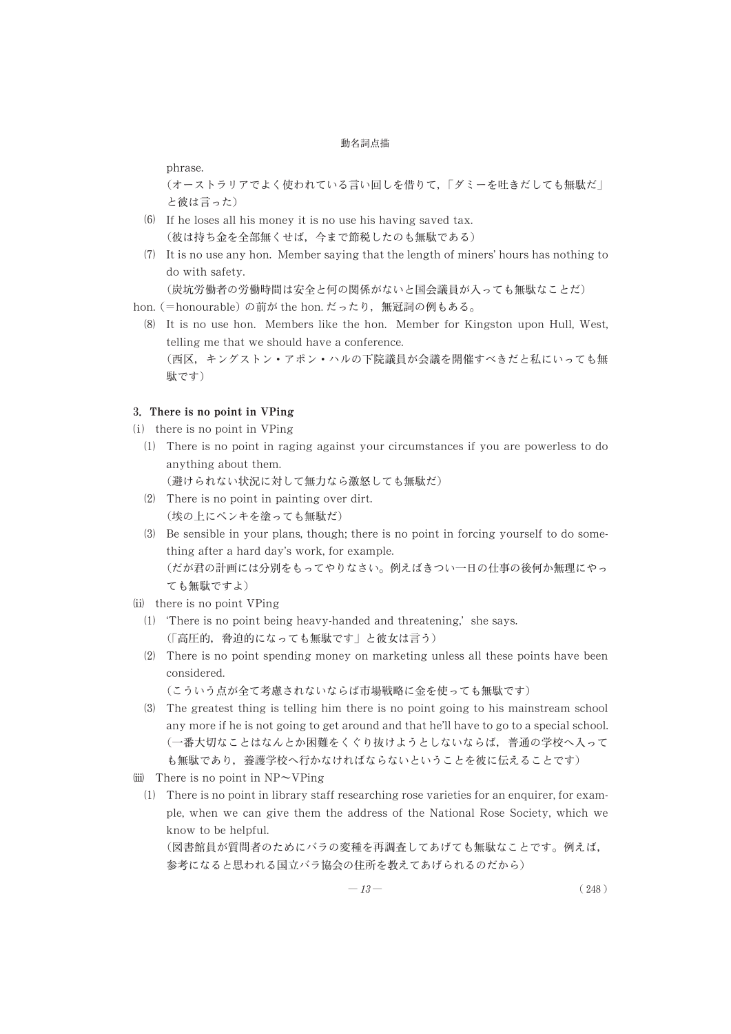phrase.

（オーストラリアでよく使われている言い回しを借りて，「ダミーを吐きだしても無駄だ」と彼は言った）

⑹ If he loses all his money it is no use his having saved tax.
（彼は持ち金を全部無くせば，今まで節税したのも無駄である）

⑺ It is no use any hon. Member saying that the length of miners' hours has nothing to do with safety.
（炭坑労働者の労働時間は安全と何の関係がないと国会議員が入っても無駄なことだ）

hon.（＝honourable）の前が the hon. だったり，無冠詞の例もある。

⑻ It is no use hon. Members like the hon. Member for Kingston upon Hull, West, telling me that we should have a conference.
（西区，キングストン・アポン・ハルの下院議員が会議を開催すべきだと私にいっても無駄です）

### 3. There is no point in VPing

(i) there is no point in VPing

⑴ There is no point in raging against your circumstances if you are powerless to do anything about them.
（避けられない状況に対して無力なら激怒しても無駄だ）

⑵ There is no point in painting over dirt.
（埃の上にペンキを塗っても無駄だ）

⑶ Be sensible in your plans, though; there is no point in forcing yourself to do something after a hard day's work, for example.
（だが君の計画には分別をもってやりなさい。例えばきつい一日の仕事の後何か無理にやっても無駄ですよ）

(ii) there is no point VPing

⑴ 'There is no point being heavy-handed and threatening,' she says.
（「高圧的，脅迫的になっても無駄です」と彼女は言う）

⑵ There is no point spending money on marketing unless all these points have been considered.
（こういう点が全て考慮されないならば市場戦略に金を使っても無駄です）

⑶ The greatest thing is telling him there is no point going to his mainstream school any more if he is not going to get around and that he'll have to go to a special school.
（一番大切なことはなんとか困難をくぐり抜けようとしないならば，普通の学校へ入っても無駄であり，養護学校へ行かなければならないということを彼に伝えることです）

(iii) There is no point in NP〜VPing

⑴ There is no point in library staff researching rose varieties for an enquirer, for example, when we can give them the address of the National Rose Society, which we know to be helpful.
（図書館員が質問者のためにバラの変種を再調査してあげても無駄なことです。例えば，参考になると思われる国立バラ協会の住所を教えてあげられるのだから）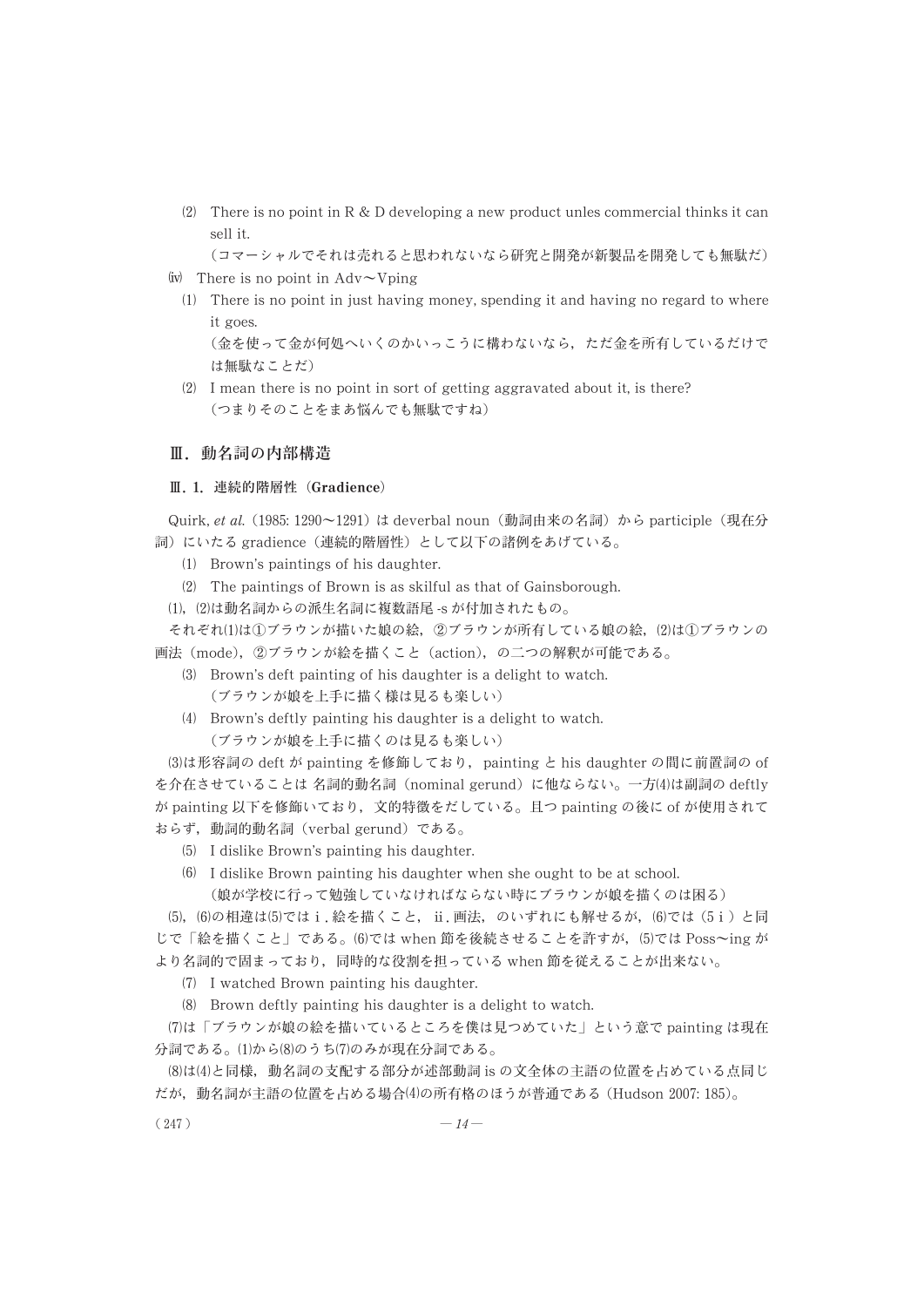⑵ There is no point in R & D developing a new product unles commercial thinks it can sell it.
（コマーシャルでそれは売れると思われないなら研究と開発が新製品を開発しても無駄だ）

ⅳ There is no point in Adv〜Vping

⑴ There is no point in just having money, spending it and having no regard to where it goes.
（金を使って金が何処へいくのかいっこうに構わないなら，ただ金を所有しているだけでは無駄なことだ）

⑵ I mean there is no point in sort of getting aggravated about it, is there?
（つまりそのことをまあ悩んでも無駄ですね）

## Ⅲ．動名詞の内部構造

### Ⅲ．1．連続的階層性（Gradience）

Quirk, *et al.*（1985: 1290〜1291）は deverbal noun（動詞由来の名詞）から participle（現在分詞）にいたる gradience（連続的階層性）として以下の諸例をあげている。

⑴ Brown's paintings of his daughter.

⑵ The paintings of Brown is as skilful as that of Gainsborough.

⑴，⑵は動名詞からの派生名詞に複数語尾 -s が付加されたもの。

それぞれ⑴は①ブラウンが描いた娘の絵，②ブラウンが所有している娘の絵，⑵は①ブラウンの画法（mode），②ブラウンが絵を描くこと（action），の二つの解釈が可能である。

⑶ Brown's deft painting of his daughter is a delight to watch.
（ブラウンが娘を上手に描く様は見るも楽しい）

⑷ Brown's deftly painting his daughter is a delight to watch.
（ブラウンが娘を上手に描くのは見るも楽しい）

⑶は形容詞の deft が painting を修飾しており，painting と his daughter の間に前置詞の of を介在させていることは 名詞的動名詞（nominal gerund）に他ならない。一方⑷は副詞の deftly が painting 以下を修飾いており，文的特徴をだしている。且つ painting の後に of が使用されておらず，動詞的動名詞（verbal gerund）である。

⑸ I dislike Brown's painting his daughter.

⑹ I dislike Brown painting his daughter when she ought to be at school.
（娘が学校に行って勉強していなければならない時にブラウンが娘を描くのは困る）

⑸，⑹の相違は⑸ではⅰ. 絵を描くこと，ⅱ. 画法，のいずれにも解せるが，⑹では（5ⅰ）と同じで「絵を描くこと」である。⑹では when 節を後続させることを許すが，⑸では Poss〜ing がより名詞的で固まっており，同時的な役割を担っている when 節を従えることが出来ない。

⑺ I watched Brown painting his daughter.

⑻ Brown deftly painting his daughter is a delight to watch.

⑺は「ブラウンが娘の絵を描いているところを僕は見つめていた」という意で painting は現在分詞である。⑴から⑻のうち⑺のみが現在分詞である。

⑻は⑷と同様，動名詞の支配する部分が述部動詞 is の文全体の主語の位置を占めている点同じだが，動名詞が主語の位置を占める場合⑷の所有格のほうが普通である（Hudson 2007: 185）。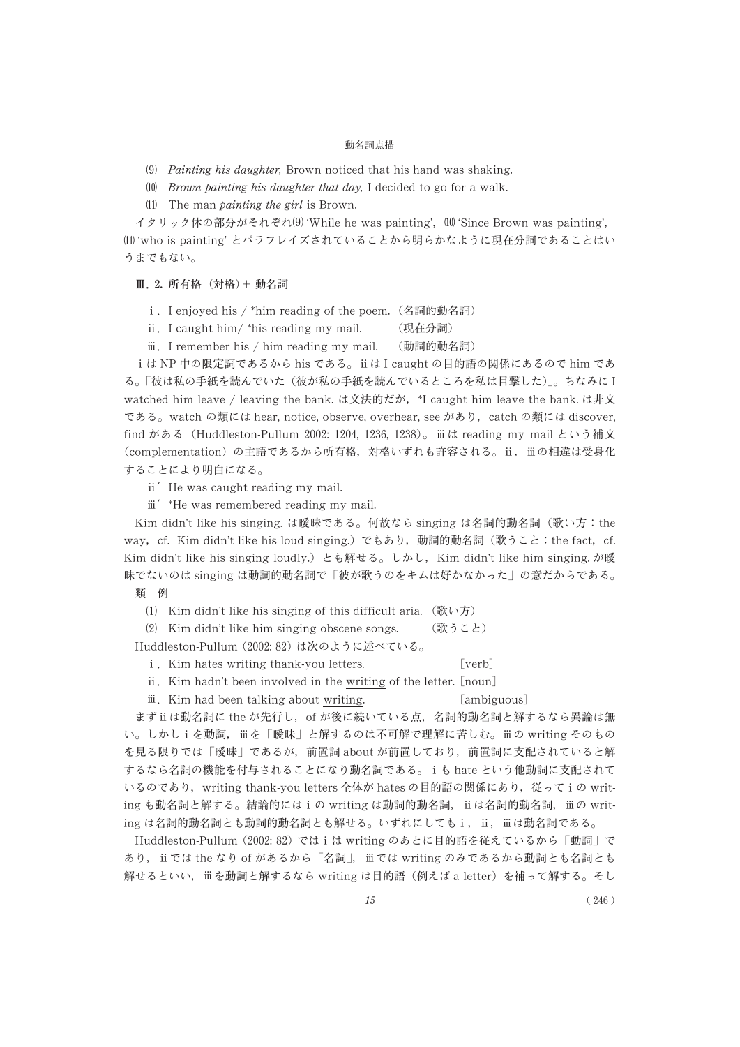(9) *Painting his daughter,* Brown noticed that his hand was shaking.

(10) *Brown painting his daughter that day,* I decided to go for a walk.

(11) The man *painting the girl* is Brown.

イタリック体の部分がそれぞれ(9) 'While he was painting', (10) 'Since Brown was painting', (11) 'who is painting' とパラフレイズされていることから明らかなように現在分詞であることはいうまでもない。

### Ⅲ. 2. 所有格（対格）＋ 動名詞

ⅰ. I enjoyed his / *him reading of the poem.（名詞的動名詞）

ⅱ. I caught him/ *his reading my mail.　（現在分詞）

ⅲ. I remember his / him reading my mail.　（動詞的動名詞）

ⅰは NP 中の限定詞であるから his である。ⅱは I caught の目的語の関係にあるので him である。「彼は私の手紙を読んでいた（彼が私の手紙を読んでいるところを私は目撃した）」。ちなみに I watched him leave / leaving the bank. は文法的だが，*I caught him leave the bank. は非文である。watch の類には hear, notice, observe, overhear, see があり，catch の類には discover, find がある（Huddleston-Pullum 2002: 1204, 1236, 1238）。ⅲは reading my mail という補文（complementation）の主語であるから所有格，対格いずれも許容される。ⅱ，ⅲの相違は受身化することにより明白になる。

ⅱ′ He was caught reading my mail.

ⅲ′ *He was remembered reading my mail.

Kim didn't like his singing. は曖昧である。何故なら singing は名詞的動名詞（歌い方：the way, cf. Kim didn't like his loud singing.）でもあり，動詞的動名詞（歌うこと：the fact, cf. Kim didn't like his singing loudly.）とも解せる。しかし，Kim didn't like him singing. が曖昧でないのは singing は動詞的動名詞で「彼が歌うのをキムは好かなかった」の意だからである。

**類　例**

(1) Kim didn't like his singing of this difficult aria.（歌い方）

(2) Kim didn't like him singing obscene songs.　（歌うこと）

Huddleston-Pullum (2002: 82) は次のように述べている。

ⅰ. Kim hates writing thank-you letters.　[verb]

ⅱ. Kim hadn't been involved in the writing of the letter. [noun]

ⅲ. Kim had been talking about writing.　[ambiguous]

まずⅱは動名詞に the が先行し，of が後に続いている点，名詞的動名詞と解するなら異論は無い。しかしⅰを動詞，ⅲを「曖昧」と解するのは不可解で理解に苦しむ。ⅲの writing そのものを見る限りでは「曖昧」であるが，前置詞 about が前置しており，前置詞に支配されていると解するなら名詞の機能を付与されることになり動名詞である。ⅰも hate という他動詞に支配されているのであり，writing thank-you letters 全体が hates の目的語の関係にあり，従ってⅰの writing も動名詞と解する。結論的にはⅰの writing は動詞的動名詞，ⅱは名詞的動名詞，ⅲの writing は名詞的動名詞とも動詞的動名詞とも解せる。いずれにしてもⅰ，ⅱ，ⅲは動名詞である。

Huddleston-Pullum (2002: 82) ではⅰは writing のあとに目的語を従えているから「動詞」であり，ⅱでは the なり of があるから「名詞」，ⅲでは writing のみであるから動詞とも名詞とも解せるといい，ⅲを動詞と解するなら writing は目的語（例えば a letter）を補って解する。そし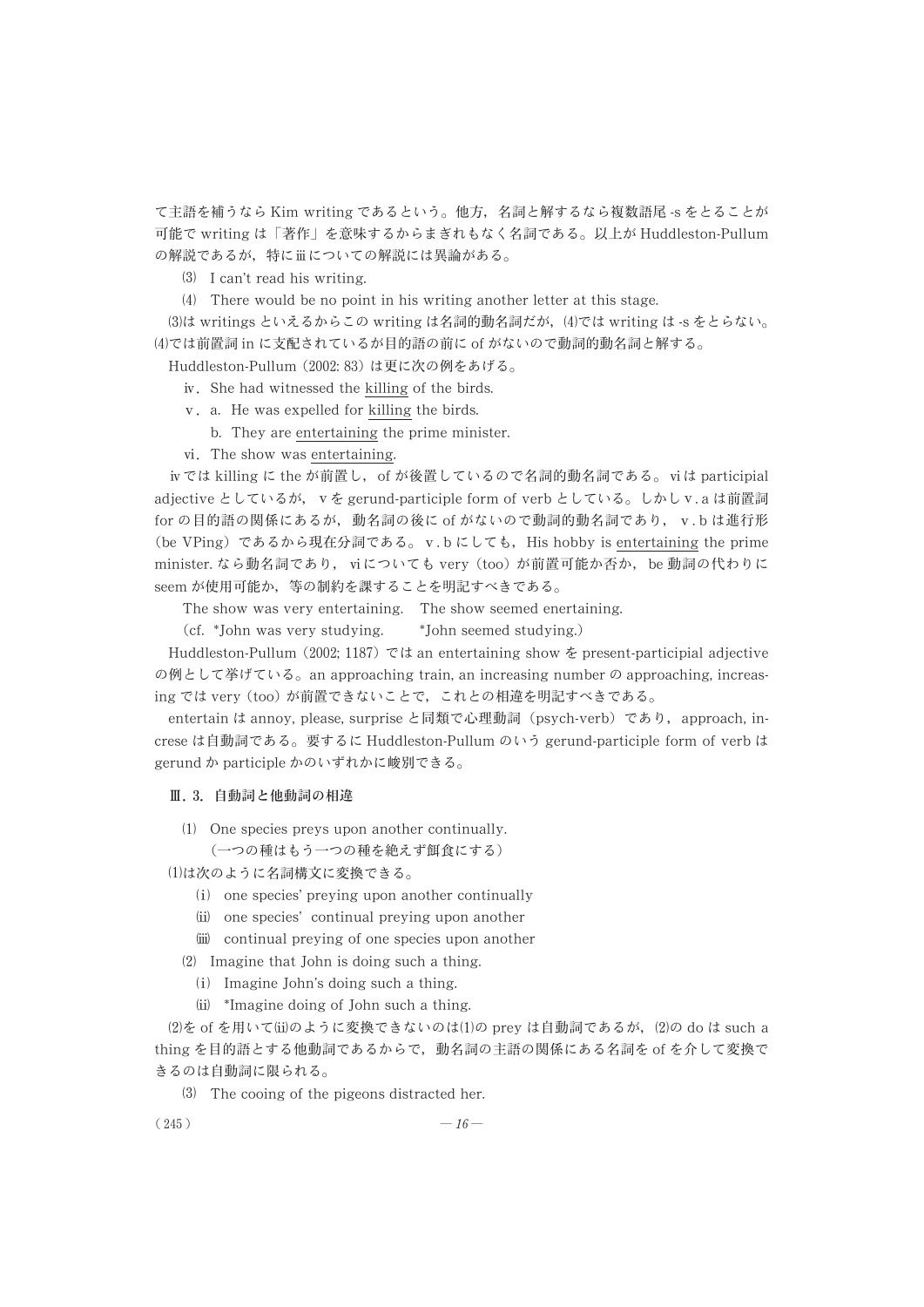て主語を補うなら Kim writing であるという。他方，名詞と解するなら複数語尾 -s をとることが可能で writing は「著作」を意味するからまぎれもなく名詞である。以上が Huddleston-Pullum の解説であるが，特にⅲについての解説には異論がある。

⑶ I can't read his writing.

⑷ There would be no point in his writing another letter at this stage.

⑶は writings といえるからこの writing は名詞的動名詞だが，⑷では writing は -s をとらない。⑷では前置詞 in に支配されているが目的語の前に of がないので動詞的動名詞と解する。

Huddleston-Pullum（2002: 83）は更に次の例をあげる。

ⅳ．She had witnessed the <u>killing</u> of the birds.

ⅴ．a. He was expelled for <u>killing</u> the birds.

b. They are <u>entertaining</u> the prime minister.

ⅵ．The show was <u>entertaining</u>.

ⅳでは killing に the が前置し，of が後置しているので名詞的動名詞である。ⅵは participial adjective としているが，ⅴを gerund-participle form of verb としている。しかしⅴ.a は前置詞 for の目的語の関係にあるが，動名詞の後に of がないので動詞的動名詞であり，ⅴ.b は進行形（be VPing）であるから現在分詞である。ⅴ.b にしても，His hobby is <u>entertaining</u> the prime minister. なら動名詞であり，ⅵについても very（too）が前置可能か否か，be 動詞の代わりに seem が使用可能か，等の制約を課することを明記すべきである。

The show was very entertaining.　The show seemed enertaining.

（cf. *John was very studying.　　*John seemed studying.）

Huddleston-Pullum（2002; 1187）では an entertaining show を present-participial adjective の例として挙げている。an approaching train, an increasing number の approaching, increasing では very（too）が前置できないことで，これとの相違を明記すべきである。

entertain は annoy, please, surprise と同類で心理動詞（psych-verb）であり，approach, incrcse は自動詞である。要するに Huddleston-Pullum のいう gerund-participle form of verb は gerund か participle かのいずれかに峻別できる。

### Ⅲ. 3. 自動詞と他動詞の相違

⑴ One species preys upon another continually.
（一つの種はもう一つの種を絶えず餌食にする）

⑴は次のように名詞構文に変換できる。

(i) one species' preying upon another continually

(ii) one species' continual preying upon another

(iii) continual preying of one species upon another

⑵ Imagine that John is doing such a thing.

(i) Imagine John's doing such a thing.

(ii) *Imagine doing of John such a thing.

⑵を of を用いて(ii)のように変換できないのは⑴の prey は自動詞であるが，⑵の do は such a thing を目的語とする他動詞であるからで，動名詞の主語の関係にある名詞を of を介して変換できるのは自動詞に限られる。

⑶ The cooing of the pigeons distracted her.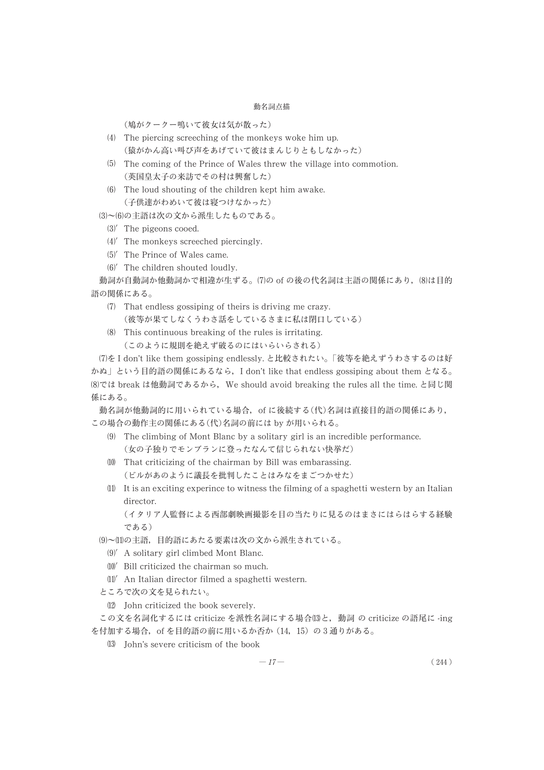（鳩がクークー鳴いて彼女は気が散った）

⑷ The piercing screeching of the monkeys woke him up.
（猿がかん高い叫び声をあげていて彼はまんじりともしなかった）

⑸ The coming of the Prince of Wales threw the village into commotion.
（英国皇太子の来訪でその村は興奮した）

⑹ The loud shouting of the children kept him awake.
（子供達がわめいて彼は寝つけなかった）

⑶〜⑹の主語は次の文から派生したものである。

⑶′ The pigeons cooed.
⑷′ The monkeys screeched piercingly.
⑸′ The Prince of Wales came.
⑹′ The children shouted loudly.

動詞が自動詞か他動詞かで相違が生ずる。⑺の of の後の代名詞は主語の関係にあり，⑻は目的語の関係にある。

⑺ That endless gossiping of theirs is driving me crazy.
（彼等が果てしなくうわさ話をしているさまに私は閉口している）

⑻ This continuous breaking of the rules is irritating.
（このように規則を絶えず破るのにはいらいらされる）

⑺を I don't like them gossiping endlessly. と比較されたい。「彼等を絶えずうわさするのは好かぬ」という目的語の関係にあるなら，I don't like that endless gossiping about them となる。⑻では break は他動詞であるから，We should avoid breaking the rules all the time. と同じ関係にある。

動名詞が他動詞的に用いられている場合，of に後続する（代）名詞は直接目的語の関係にあり，この場合の動作主の関係にある（代）名詞の前には by が用いられる。

⑼ The climbing of Mont Blanc by a solitary girl is an incredible performance.
（女の子独りでモンブランに登ったなんて信じられない快挙だ）

⑽ That criticizing of the chairman by Bill was embarassing.
（ビルがあのように議長を批判したことはみなをまごつかせた）

⑾ It is an exciting experince to witness the filming of a spaghetti western by an Italian director.
（イタリア人監督による西部劇映画撮影を目の当たりに見るのはまさにはらはらする経験である）

⑼〜⑾の主語，目的語にあたる要素は次の文から派生されている。

⑼′ A solitary girl climbed Mont Blanc.
⑽′ Bill criticized the chairman so much.
⑾′ An Italian director filmed a spaghetti western.

ところで次の文を見られたい。

⑿ John criticized the book severely.

この文を名詞化するには criticize を派性名詞にする場合⒀と，動詞 の criticize の語尾に -ing を付加する場合，of を目的語の前に用いるか否か（14，15）の３通りがある。

⒀ John's severe criticism of the book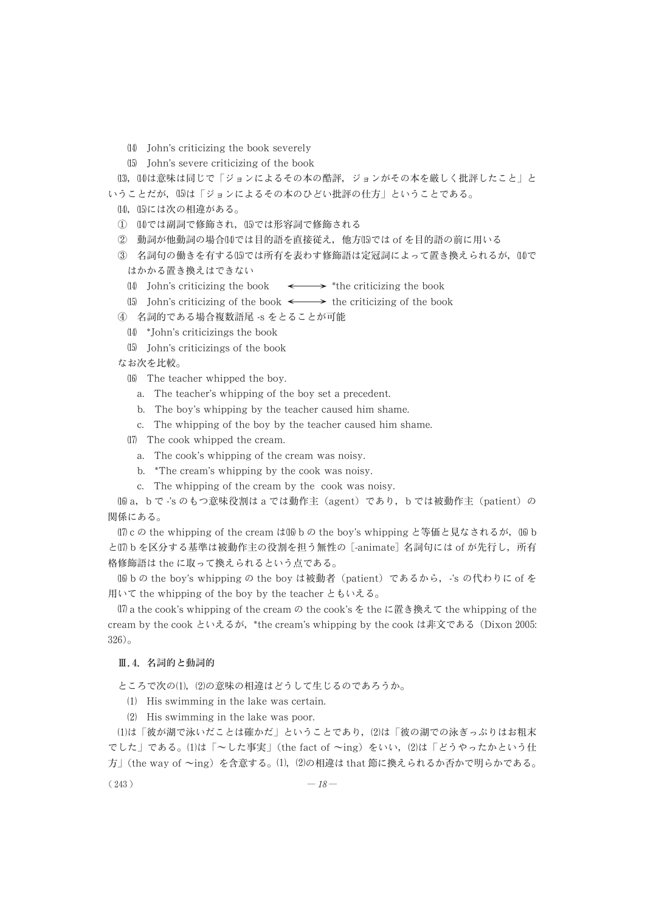⒁　John's criticizing the book severely

⒂　John's severe criticizing of the book

⒀, ⒁は意味は同じで「ジョンによるその本の酷評，ジョンがその本を厳しく批評したこと」ということだが，⒂は「ジョンによるその本のひどい批評の仕方」ということである。

⒁, ⒂には次の相違がある。

① ⒁では副詞で修飾され，⒂では形容詞で修飾される

② 動詞が他動詞の場合⒁では目的語を直接従え，他方⒂では of を目的語の前に用いる

③ 名詞句の働きを有する⒂では所有を表わす修飾語は定冠詞によって置き換えられるが，⒁ではかかる置き換えはできない

⒁　John's criticizing the book　←→ *the criticizing the book

⒂　John's criticizing of the book ←→ the criticizing of the book

④ 名詞的である場合複数語尾 -s をとることが可能

⒁　*John's criticizings the book

⒂　John's criticizings of the book

なお次を比較。

⒃　The teacher whipped the boy.

a.　The teacher's whipping of the boy set a precedent.

b.　The boy's whipping by the teacher caused him shame.

c.　The whipping of the boy by the teacher caused him shame.

⒄　The cook whipped the cream.

a.　The cook's whipping of the cream was noisy.

b.　*The cream's whipping by the cook was noisy.

c.　The whipping of the cream by the cook was noisy.

⒃ a，b で -'s のもつ意味役割は a では動作主（agent）であり，b では被動作主（patient）の関係にある。

⒄ c の the whipping of the cream は⒃ b の the boy's whipping と等価と見なされるが，⒃ b と⒄ b を区分する基準は被動作主の役割を担う無性の［-animate］名詞句には of が先行し，所有格修飾語は the に取って換えられるという点である。

⒃ b の the boy's whipping の the boy は被動者（patient）であるから，-'s の代わりに of を用いて the whipping of the boy by the teacher ともいえる。

⒄ a the cook's whipping of the cream の the cook's を the に置き換えて the whipping of the cream by the cook といえるが，*the cream's whipping by the cook は非文である（Dixon 2005: 326）。

### Ⅲ.4. 名詞的と動詞的

ところで次の⑴, ⑵の意味の相違はどうして生じるのであろうか。

⑴　His swimming in the lake was certain.

⑵　His swimming in the lake was poor.

⑴は「彼が湖で泳いだことは確かだ」ということであり，⑵は「彼の湖での泳ぎっぷりはお粗末でした」である。⑴は「〜した事実」（the fact of 〜ing）をいい，⑵は「どうやったかという仕方」（the way of 〜ing）を含意する。⑴, ⑵の相違は that 節に換えられるか否かで明らかである。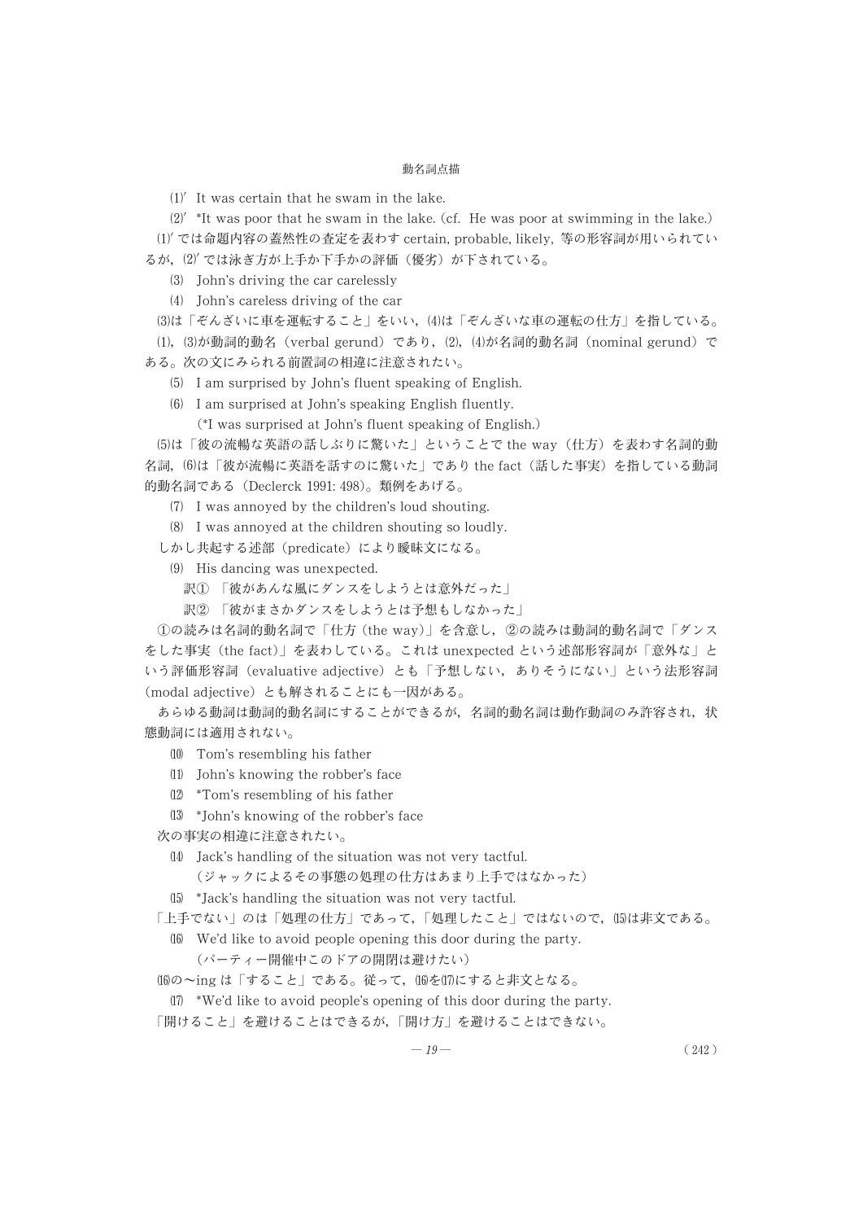(1)′ It was certain that he swam in the lake.

(2)′ *It was poor that he swam in the lake. (cf. He was poor at swimming in the lake.)

(1)′ では命題内容の蓋然性の査定を表わす certain, probable, likely, 等の形容詞が用いられているが，(2)′ では泳ぎ方が上手か下手かの評価（優劣）が下されている。

(3) John's driving the car carelessly

(4) John's careless driving of the car

(3)は「ぞんざいに車を運転すること」をいい，(4)は「ぞんざいな車の運転の仕方」を指している。(1), (3)が動詞的動名（verbal gerund）であり，(2), (4)が名詞的動名詞（nominal gerund）である。次の文にみられる前置詞の相違に注意されたい。

(5) I am surprised by John's fluent speaking of English.

(6) I am surprised at John's speaking English fluently.
(*I was surprised at John's fluent speaking of English.)

(5)は「彼の流暢な英語の話しぶりに驚いた」ということで the way（仕方）を表わす名詞的動名詞，(6)は「彼が流暢に英語を話すのに驚いた」であり the fact（話した事実）を指している動詞的動名詞である（Declerck 1991: 498）。類例をあげる。

(7) I was annoyed by the children's loud shouting.

(8) I was annoyed at the children shouting so loudly.

しかし共起する述部（predicate）により曖昧文になる。

(9) His dancing was unexpected.
訳① 「彼があんな風にダンスをしようとは意外だった」
訳② 「彼がまさかダンスをしようとは予想もしなかった」

①の読みは名詞的動名詞で「仕方（the way）」を含意し，②の読みは動詞的動名詞で「ダンスをした事実（the fact）」を表わしている。これは unexpected という述部形容詞が「意外な」という評価形容詞（evaluative adjective）とも「予想しない，ありそうにない」という法形容詞（modal adjective）とも解されることにも一因がある。

あらゆる動詞は動詞的動名詞にすることができるが，名詞的動名詞は動作動詞のみ許容され，状態動詞には適用されない。

(10) Tom's resembling his father

(11) John's knowing the robber's face

(12) *Tom's resembling of his father

(13) *John's knowing of the robber's face

次の事実の相違に注意されたい。

(14) Jack's handling of the situation was not very tactful.
（ジャックによるその事態の処理の仕方はあまり上手ではなかった）

(15) *Jack's handling the situation was not very tactful.

「上手でない」のは「処理の仕方」であって，「処理したこと」ではないので，(15)は非文である。

(16) We'd like to avoid people opening this door during the party.
（パーティー開催中このドアの開閉は避けたい）

(16)の～ing は「すること」である。従って，(16)を(17)にすると非文となる。

(17) *We'd like to avoid people's opening of this door during the party.

「開けること」を避けることはできるが，「開け方」を避けることはできない。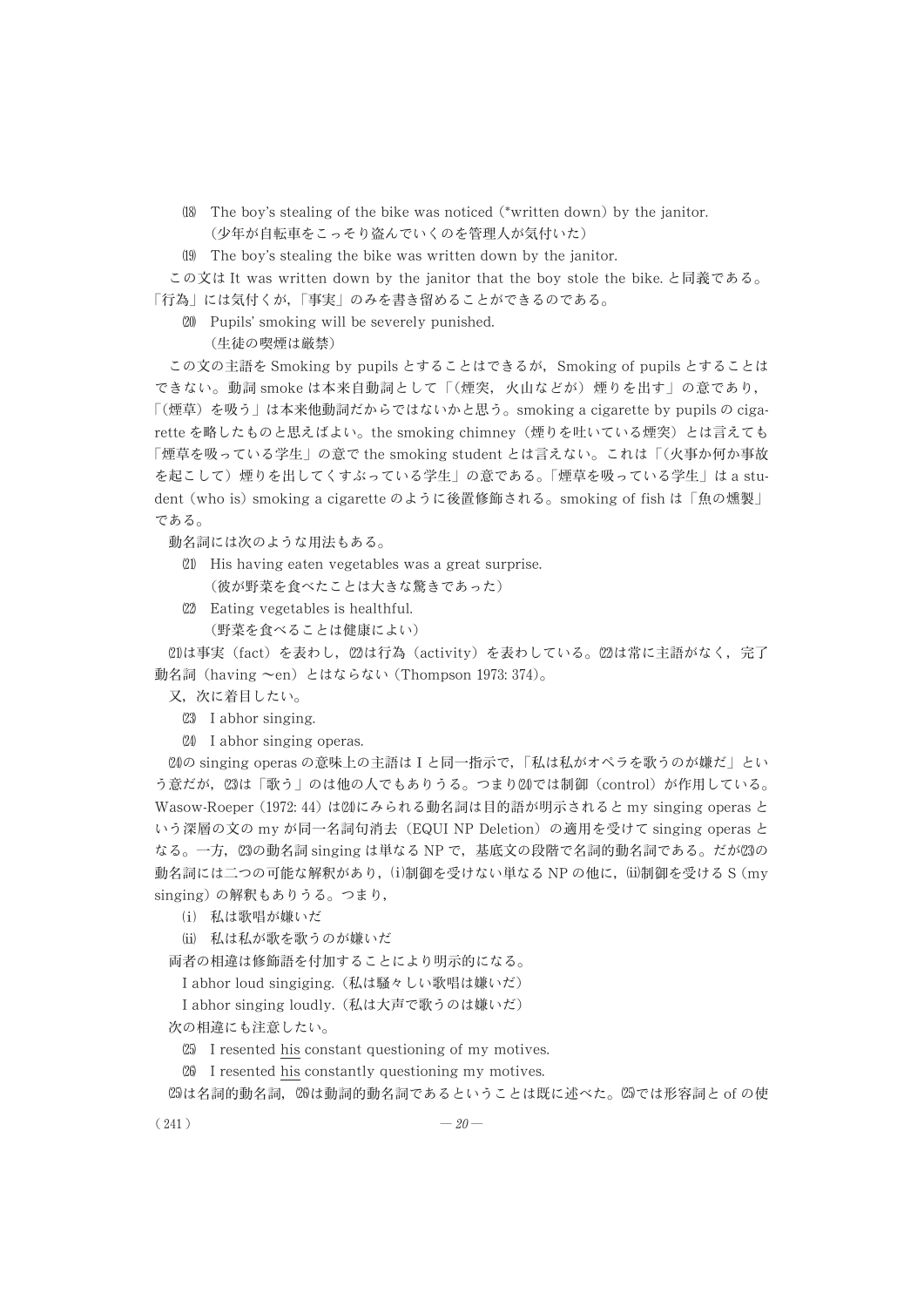⒅　The boy's stealing of the bike was noticed (*written down) by the janitor.
　　(少年が自転車をこっそり盗んでいくのを管理人が気付いた)

⒆　The boy's stealing the bike was written down by the janitor.

この文は It was written down by the janitor that the boy stole the bike. と同義である。「行為」には気付くが，「事実」のみを書き留めることができるのである。

⒇　Pupils' smoking will be severely punished.
　　(生徒の喫煙は厳禁)

この文の主語を Smoking by pupils とすることはできるが，Smoking of pupils とすることはできない。動詞 smoke は本来自動詞として「(煙突，火山などが) 煙りを出す」の意であり，「(煙草) を吸う」は本来他動詞だからではないかと思う。smoking a cigarette by pupils の cigarette を略したものと思えばよい。the smoking chimney (煙りを吐いている煙突) とは言えても「煙草を吸っている学生」の意で the smoking student とは言えない。これは「(火事か何か事故を起こして) 煙りを出してくすぶっている学生」の意である。「煙草を吸っている学生」は a student (who is) smoking a cigarette のように後置修飾される。smoking of fish は「魚の燻製」である。

動名詞には次のような用法もある。

(21)　His having eaten vegetables was a great surprise.
　　(彼が野菜を食べたことは大きな驚きであった)

(22)　Eating vegetables is healthful.
　　(野菜を食べることは健康によい)

(21)は事実 (fact) を表わし，(22)は行為 (activity) を表わしている。(22)は常に主語がなく，完了動名詞 (having ～en) とはならない (Thompson 1973: 374)。

又，次に着目したい。

(23)　I abhor singing.

(24)　I abhor singing operas.

(24)の singing operas の意味上の主語は I と同一指示で，「私は私がオペラを歌うのが嫌だ」という意だが，(23)は「歌う」のは他の人でもありうる。つまり(24)では制御 (control) が作用している。Wasow-Roeper (1972: 44) は(24)にみられる動名詞は目的語が明示されると my singing operas という深層の文の my が同一名詞句消去 (EQUI NP Deletion) の適用を受けて singing operas となる。一方，(23)の動名詞 singing は単なる NP で，基底文の段階で名詞的動名詞である。だが(23)の動名詞には二つの可能な解釈があり，(i)制御を受けない単なる NP の他に，(ii)制御を受ける S (my singing) の解釈もありうる。つまり，

(i)　私は歌唱が嫌いだ

(ii)　私は私が歌を歌うのが嫌いだ

両者の相違は修飾語を付加することにより明示的になる。

I abhor loud singiging. (私は騒々しい歌唱は嫌いだ)

I abhor singing loudly. (私は大声で歌うのは嫌いだ)

次の相違にも注意したい。

(25)　I resented <u>his</u> constant questioning of my motives.

(26)　I resented <u>his</u> constantly questioning my motives.

(25)は名詞的動名詞，(26)は動詞的動名詞であるということは既に述べた。(25)では形容詞と of の使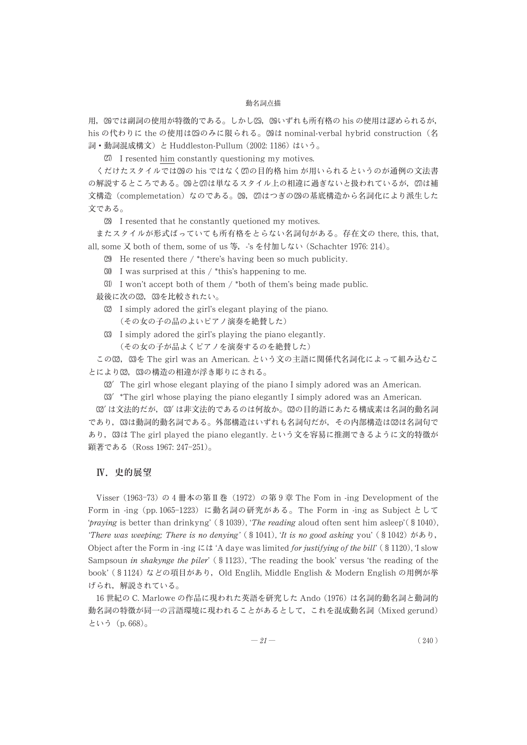用，(26)では副詞の使用が特徴的である。しかし(25)，(26)いずれも所有格の his の使用は認められるが，his の代わりに the の使用は(25)のみに限られる。(26)は nominal-verbal hybrid construction（名詞・動詞混成構文）と Huddleston-Pullum（2002: 1186）はいう。

(27) I resented <u>him</u> constantly questioning my motives.

くだけたスタイルでは(26)の his ではなく(27)の目的格 him が用いられるというのが通例の文法書の解説するところである。(26)と(27)は単なるスタイル上の相違に過ぎないと扱われているが，(27)は補文構造（complemetation）なのである。(26)，(27)はつぎの(28)の基底構造から名詞化により派生した文である。

(28) I resented that he constantly quetioned my motives.

またスタイルが形式ばっていても所有格をとらない名詞句がある。存在文の there, this, that, all, some 又 both of them, some of us 等，-'s を付加しない（Schachter 1976: 214）。

(29) He resented there / *there's having been so much publicity.

(30) I was surprised at this / *this's happening to me.

(31) I won't accept both of them / *both of them's being made public.

最後に次の(32)，(33)を比較されたい。

(32) I simply adored the girl's elegant playing of the piano.
（その女の子の品のよいピアノ演奏を絶賛した）

(33) I simply adored the girl's playing the piano elegantly.
（その女の子が品よくピアノを演奏するのを絶賛した）

この(32)，(33)を The girl was an American. という文の主語に関係代名詞化によって組み込むことにより(32)，(33)の構造の相違が浮き彫りにされる。

(32)′ The girl whose elegant playing of the piano I simply adored was an American.

(33)′ *The girl whose playing the piano elegantly I simply adored was an American.

(32)′は文法的だが，(33)′は非文法的であるのは何故か。(32)の目的語にあたる構成素は名詞的動名詞であり，(33)は動詞的動名詞である。外部構造はいずれも名詞句だが，その内部構造は(32)は名詞句であり，(33)は The girl played the piano elegantly. という文を容易に推測できるように文的特徴が顕著である（Ross 1967: 247-251）。

## Ⅳ．史的展望

Visser（1963-73）の 4 冊本の第Ⅱ巻（1972）の第 9 章 The Fom in -ing Development of the Form in -ing（pp. 1065-1223）に動名詞の研究がある。The Form in -ing as Subject として '*praying* is better than drinkyng'（§1039），'*The reading* aloud often sent him asleep'（§1040），'*There was weeping; There is no denying*'（§1041），'*It is no good asking* you'（§1042）があり，Object after the Form in -ing には 'A daye was limited *for justifying of the bill*'（§1120），'I slow Sampsoun *in shakynge the piler*'（§1123），'The reading the book' versus 'the reading of the book'（§1124）などの項目があり，Old Englih, Middle English & Modern English の用例が挙げられ，解説されている。

16 世紀の C. Marlowe の作品に現われた英語を研究した Ando（1976）は名詞的動名詞と動詞的動名詞の特徴が同一の言語環境に現われることがあるとして，これを混成動名詞（Mixed gerund）という（p. 668）。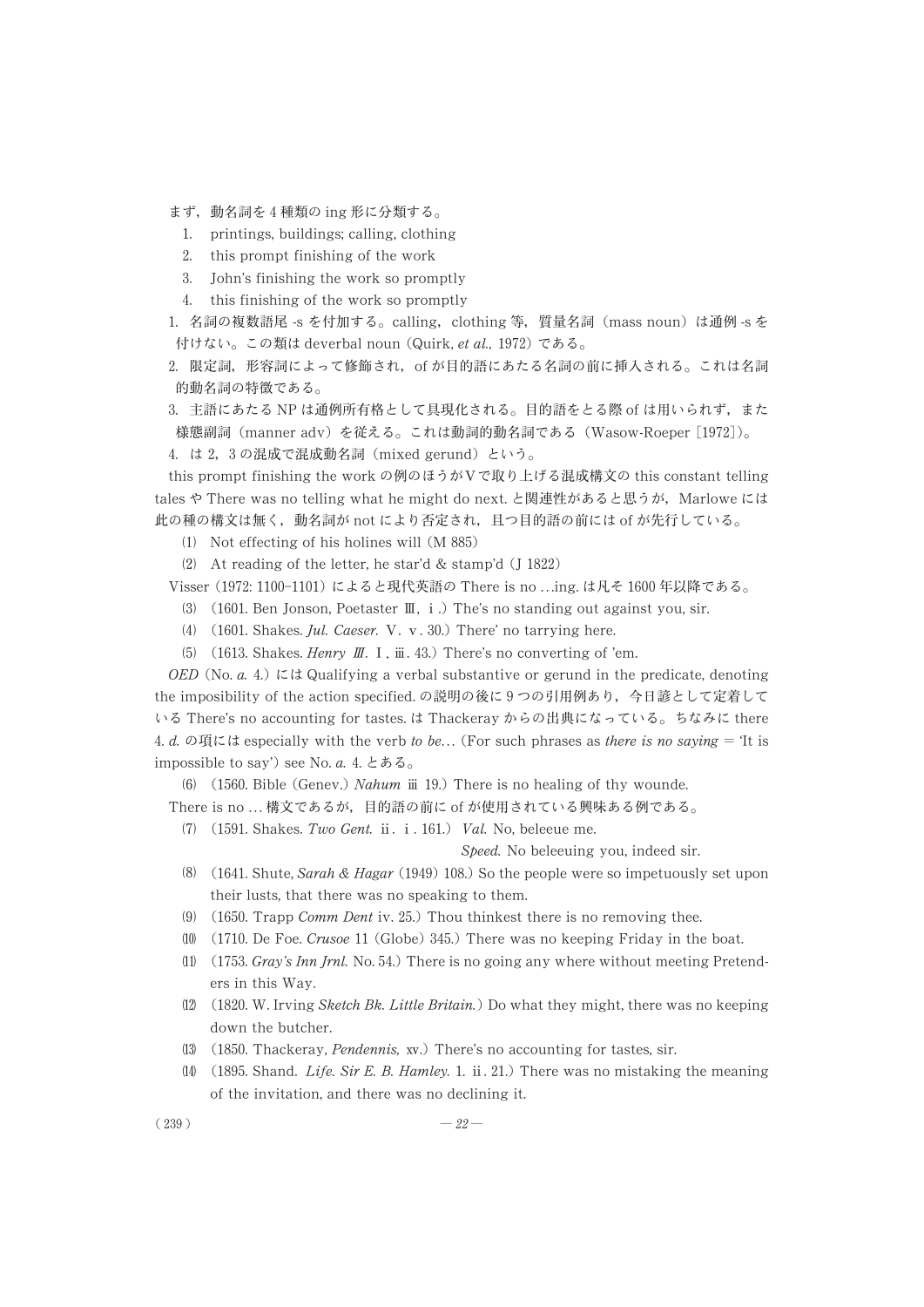まず，動名詞を 4 種類の ing 形に分類する。

1. printings, buildings; calling, clothing
2. this prompt finishing of the work
3. John's finishing the work so promptly
4. this finishing of the work so promptly

1. 名詞の複数語尾 -s を付加する。calling，clothing 等，質量名詞（mass noun）は通例 -s を付けない。この類は deverbal noun（Quirk, *et al.,* 1972）である。

2. 限定詞，形容詞によって修飾され，of が目的語にあたる名詞の前に挿入される。これは名詞的動名詞の特徴である。

3. 主語にあたる NP は通例所有格として具現化される。目的語をとる際 of は用いられず，また様態副詞（manner adv）を従える。これは動詞的動名詞である（Wasow-Roeper [1972]）。

4. は 2，3 の混成で混成動名詞（mixed gerund）という。

this prompt finishing the work の例のほうがⅤで取り上げる混成構文の this constant telling tales や There was no telling what he might do next. と関連性があると思うが，Marlowe には此の種の構文は無く，動名詞が not により否定され，且つ目的語の前には of が先行している。

⑴ Not effecting of his holines will（M 885）

⑵ At reading of the letter, he star'd & stamp'd（J 1822）

Visser（1972: 1100-1101）によると現代英語の There is no ...ing. は凡そ 1600 年以降である。

⑶ （1601. Ben Jonson, Poetaster Ⅲ，ⅰ.）The's no standing out against you, sir.

⑷ （1601. Shakes. *Jul. Caeser.* Ⅴ. ⅴ. 30.）There' no tarrying here.

⑸ （1613. Shakes. *Henry Ⅲ.* Ⅰ. ⅲ. 43.）There's no converting of 'em.

*OED*（No. *a.* 4.）には Qualifying a verbal substantive or gerund in the predicate, denoting the imposibility of the action specified. の説明の後に 9 つの引用例あり，今日諺として定着している There's no accounting for tastes. は Thackeray からの出典になっている。ちなみに there 4. *d.* の項には especially with the verb *to be*...（For such phrases as *there is no saying* = 'It is impossible to say'）see No. *a.* 4. とある。

⑹ （1560. Bible（Genev.）*Nahum* ⅲ 19.）There is no healing of thy wounde.

There is no ... 構文であるが，目的語の前に of が使用されている興味ある例である。

⑺ （1591. Shakes. *Two Gent.* ⅱ. ⅰ. 161.） *Val.* No, beleeue me.
*Speed.* No beleeuing you, indeed sir.

⑻ （1641. Shute, *Sarah & Hagar*（1949）108.）So the people were so impetuously set upon their lusts, that there was no speaking to them.

⑼ （1650. Trapp *Comm Dent* iv. 25.）Thou thinkest there is no removing thee.

⑽ （1710. De Foe. *Crusoe* 11（Globe）345.）There was no keeping Friday in the boat.

⑾ （1753. *Gray's Inn Jrnl.* No. 54.）There is no going any where without meeting Pretenders in this Way.

⑿ （1820. W. Irving *Sketch Bk. Little Britain.*）Do what they might, there was no keeping down the butcher.

⒀ （1850. Thackeray, *Pendennis,* xv.）There's no accounting for tastes, sir.

⒁ （1895. Shand. *Life. Sir E. B. Hamley.* 1. ⅱ. 21.）There was no mistaking the meaning of the invitation, and there was no declining it.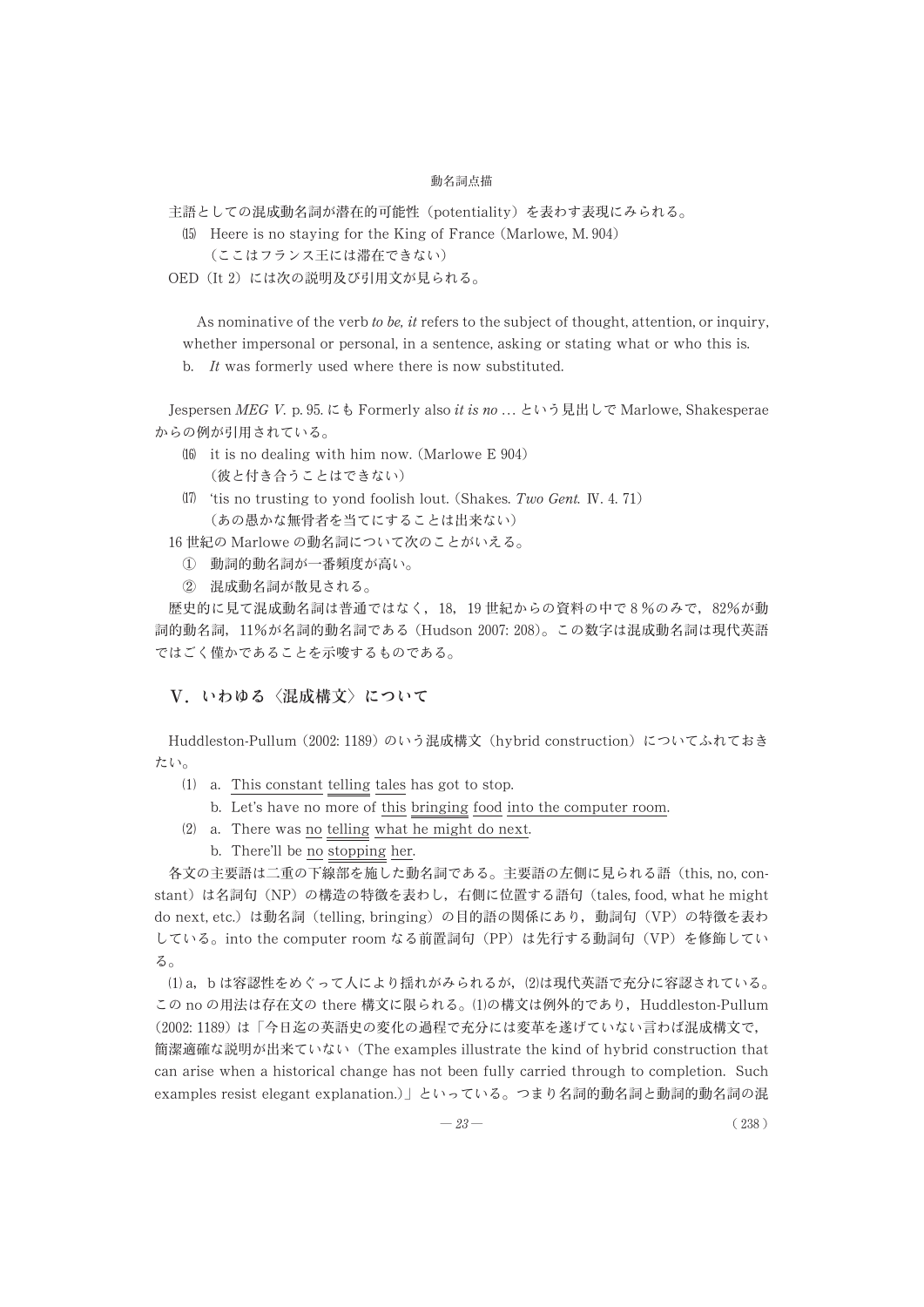主語としての混成動名詞が潜在的可能性（potentiality）を表わす表現にみられる。

⒂ Heere is no staying for the King of France (Marlowe, M. 904)
（ここはフランス王には滞在できない）

OED（It 2）には次の説明及び引用文が見られる。

> As nominative of the verb *to be*, *it* refers to the subject of thought, attention, or inquiry, whether impersonal or personal, in a sentence, asking or stating what or who this is.
>
> b. *It* was formerly used where there is now substituted.

Jespersen *MEG V.* p. 95. にも Formerly also *it is no* ... という見出しで Marlowe, Shakesperae からの例が引用されている。

⒃ it is no dealing with him now. (Marlowe E 904)
（彼と付き合うことはできない）

⒄ 'tis no trusting to yond foolish lout. (Shakes. *Two Gent.* Ⅳ. 4. 71)
（あの愚かな無骨者を当てにすることは出来ない）

16 世紀の Marlowe の動名詞について次のことがいえる。

① 動詞的動名詞が一番頻度が高い。
② 混成動名詞が散見される。

歴史的に見て混成動名詞は普通ではなく，18，19 世紀からの資料の中で 8％のみで，82％が動詞的動名詞，11％が名詞的動名詞である（Hudson 2007: 208）。この数字は混成動名詞は現代英語ではごく僅かであることを示唆するものである。

## Ⅴ．いわゆる〈混成構文〉について

Huddleston-Pullum（2002: 1189）のいう混成構文（hybrid construction）についてふれておきたい。

⑴ a. This constant telling tales has got to stop.
  b. Let's have no more of this bringing food into the computer room.

⑵ a. There was no telling what he might do next.
  b. There'll be no stopping her.

各文の主要語は二重の下線部を施した動名詞である。主要語の左側に見られる語（this, no, constant）は名詞句（NP）の構造の特徴を表わし，右側に位置する語句（tales, food, what he might do next, etc.）は動名詞（telling, bringing）の目的語の関係にあり，動詞句（VP）の特徴を表わしている。into the computer room なる前置詞句（PP）は先行する動詞句（VP）を修飾している。

⑴ a，b は容認性をめぐって人により揺れがみられるが，⑵は現代英語で充分に容認されている。この no の用法は存在文の there 構文に限られる。⑴の構文は例外的であり，Huddleston-Pullum（2002: 1189）は「今日迄の英語史の変化の過程で充分には変革を遂げていない言わば混成構文で，簡潔適確な説明が出来ていない（The examples illustrate the kind of hybrid construction that can arise when a historical change has not been fully carried through to completion. Such examples resist elegant explanation.）」といっている。つまり名詞的動名詞と動詞的動名詞の混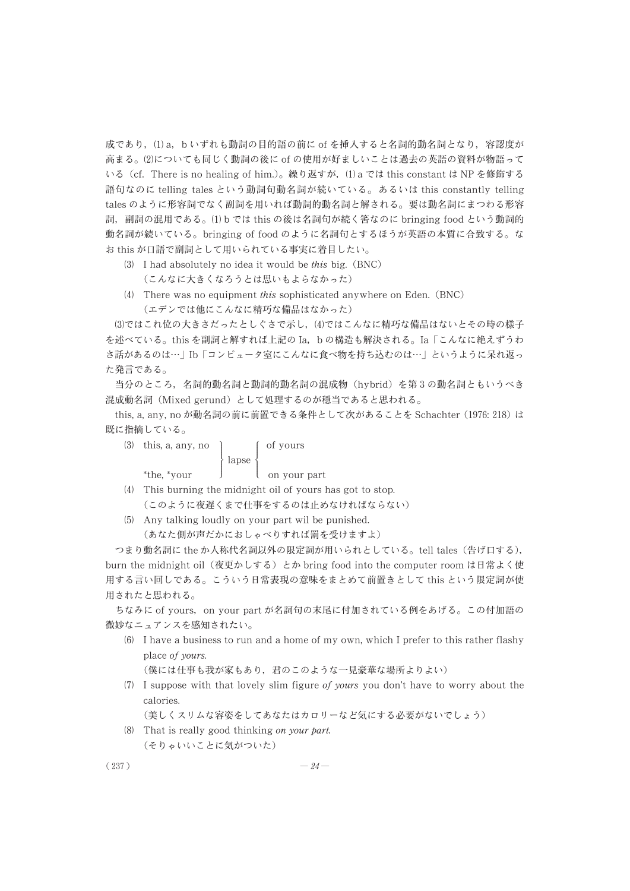成であり，⑴ a，b いずれも動詞の目的語の前に of を挿入すると名詞的動名詞となり，容認度が高まる。⑵についても同じく動詞の後に of の使用が好ましいことは過去の英語の資料が物語っている（cf. There is no healing of him.）。繰り返すが，⑴ a では this constant は NP を修飾する語句なのに telling tales という動詞句動名詞が続いている。あるいは this constantly telling tales のように形容詞でなく副詞を用いれば動詞的動名詞と解される。要は動名詞にまつわる形容詞，副詞の混用である。⑴ b では this の後は名詞句が続く筈なのに bringing food という動詞的動名詞が続いている。bringing of food のように名詞句とするほうが英語の本質に合致する。なお this が口語で副詞として用いられている事実に着目したい。

⑶ I had absolutely no idea it would be *this* big.（BNC）
（こんなに大きくなろうとは思いもよらなかった）

⑷ There was no equipment *this* sophisticated anywhere on Eden.（BNC）
（エデンでは他にこんなに精巧な備品はなかった）

⑶ではこれ位の大きさだったとしぐさで示し，⑷ではこんなに精巧な備品はないとその時の様子を述べている。this を副詞と解すれば上記の Ia，b の構造も解決される。Ia「こんなに絶えずうわさ話があるのは…」Ib「コンピュータ室にこんなに食べ物を持ち込むのは…」というように呆れ返った発言である。

当分のところ，名詞的動名詞と動詞的動名詞の混成物（hybrid）を第 3 の動名詞ともいうべき混成動名詞（Mixed gerund）として処理するのが穏当であると思われる。

this, a, any, no が動名詞の前に前置できる条件として次があることを Schachter (1976: 218) は既に指摘している。

⑶ this, a, any, no / *the, *your } lapse { of yours / on your part

⑷ This burning the midnight oil of yours has got to stop.
（このように夜遅くまで仕事をするのは止めなければならない）

⑸ Any talking loudly on your part wil be punished.
（あなた側が声だかにおしゃべりすれば罰を受けますよ）

つまり動名詞に the か人称代名詞以外の限定詞が用いられとしている。tell tales（告げ口する），burn the midnight oil（夜更かしする）とか bring food into the computer room は日常よく使用する言い回しである。こういう日常表現の意味をまとめて前置きとして this という限定詞が使用されたと思われる。

ちなみに of yours，on your part が名詞句の末尾に付加されている例をあげる。この付加語の微妙なニュアンスを感知されたい。

⑹ I have a business to run and a home of my own, which I prefer to this rather flashy place *of yours.*
（僕には仕事も我が家もあり，君のこのような一見豪華な場所よりよい）

⑺ I suppose with that lovely slim figure *of yours* you don't have to worry about the calories.
（美しくスリムな容姿をしてあなたはカロリーなど気にする必要がないでしょう）

⑻ That is really good thinking *on your part.*
（そりゃいいことに気がついた）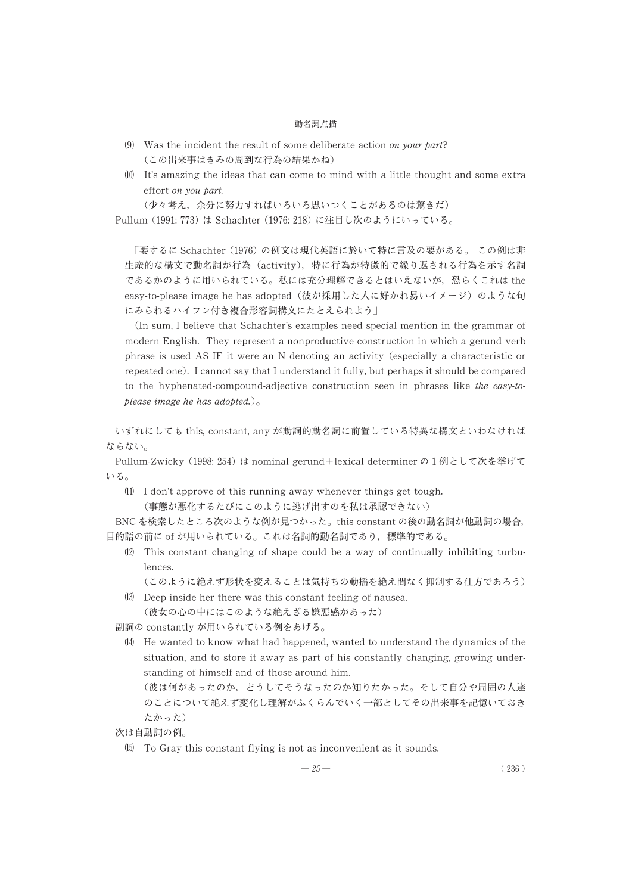(9) Was the incident the result of some deliberate action *on your part*?
(この出来事はきみの周到な行為の結果かね)

(10) It's amazing the ideas that can come to mind with a little thought and some extra effort *on you part.*
(少々考え，余分に努力すればいろいろ思いつくことがあるのは驚きだ)

Pullum (1991: 773) は Schachter (1976: 218) に注目し次のようにいっている。

「要するに Schachter (1976) の例文は現代英語に於いて特に言及の要がある。 この例は非生産的な構文で動名詞が行為 (activity)，特に行為が特徴的で繰り返される行為を示す名詞であるかのように用いられている。私には充分理解できるとはいえないが，恐らくこれは the easy-to-please image he has adopted (彼が採用した人に好かれ易いイメージ) のような句にみられるハイフン付き複合形容詞構文にたとえられよう」

(In sum, I believe that Schachter's examples need special mention in the grammar of modern English. They represent a nonproductive construction in which a gerund verb phrase is used AS IF it were an N denoting an activity (especially a characteristic or repeated one). I cannot say that I understand it fully, but perhaps it should be compared to the hyphenated-compound-adjective construction seen in phrases like *the easy-to-please image he has adopted.*)。

いずれにしても this, constant, any が動詞的動名詞に前置している特異な構文といわなければならない。

Pullum-Zwicky (1998: 254) は nominal gerund＋lexical determiner の 1 例として次を挙げている。

(11) I don't approve of this running away whenever things get tough.
(事態が悪化するたびにこのように逃げ出すのを私は承認できない)

BNC を検索したところ次のような例が見つかった。this constant の後の動名詞が他動詞の場合，目的語の前に of が用いられている。これは名詞的動名詞であり，標準的である。

(12) This constant changing of shape could be a way of continually inhibiting turbulences.
(このように絶えず形状を変えることは気持ちの動揺を絶え間なく抑制する仕方であろう)

(13) Deep inside her there was this constant feeling of nausea.
(彼女の心の中にはこのような絶えざる嫌悪感があった)

副詞の constantly が用いられている例をあげる。

(14) He wanted to know what had happened, wanted to understand the dynamics of the situation, and to store it away as part of his constantly changing, growing understanding of himself and of those around him.
(彼は何があったのか，どうしてそうなったのか知りたかった。そして自分や周囲の人達のことについて絶えず変化し理解がふくらんでいく一部としてその出来事を記憶いておきたかった)

次は自動詞の例。

(15) To Gray this constant flying is not as inconvenient as it sounds.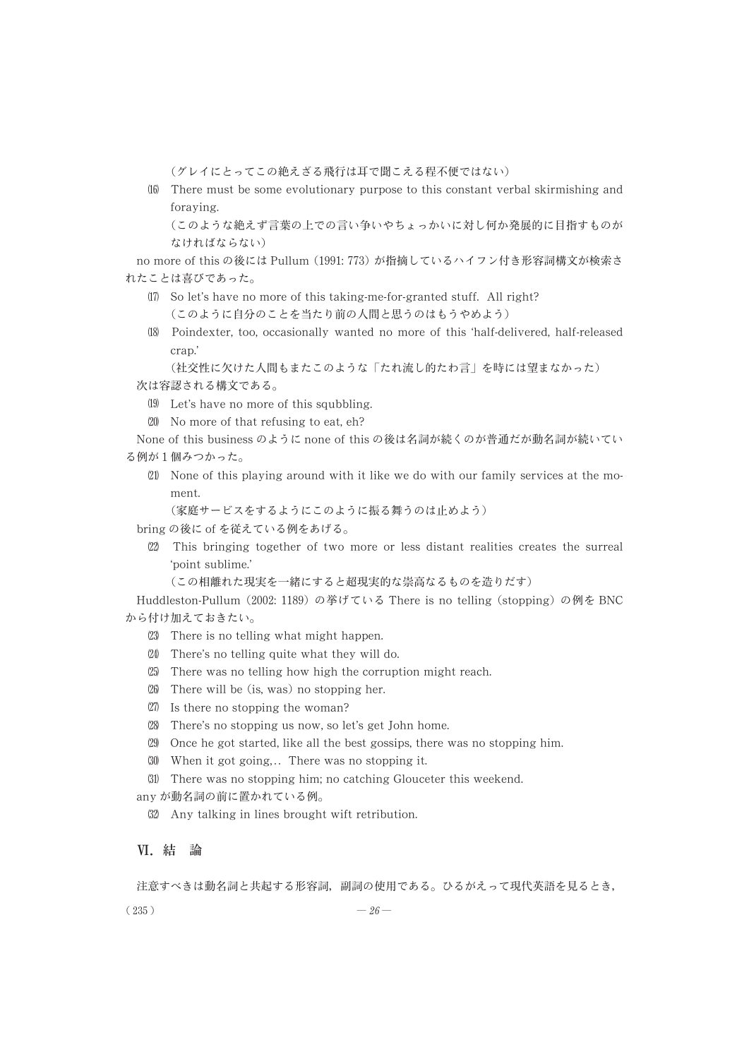（グレイにとってこの絶えざる飛行は耳で聞こえる程不便ではない）

(16) There must be some evolutionary purpose to this constant verbal skirmishing and foraying.

（このような絶えず言葉の上での言い争いやちょっかいに対し何か発展的に目指すものがなければならない）

no more of this の後には Pullum（1991: 773）が指摘しているハイフン付き形容詞構文が検索されたことは喜びであった。

(17) So let's have no more of this taking-me-for-granted stuff. All right?

（このように自分のことを当たり前の人間と思うのはもうやめよう）

(18) Poindexter, too, occasionally wanted no more of this 'half-delivered, half-released crap.'

（社交性に欠けた人間もまたこのような「たれ流し的たわ言」を時には望まなかった）

次は容認される構文である。

(19) Let's have no more of this sqbbling.

(20) No more of that refusing to eat, eh?

None of this business のように none of this の後は名詞が続くのが普通だが動名詞が続いている例が１個みつかった。

(21) None of this playing around with it like we do with our family services at the moment.

（家庭サービスをするようにこのように振る舞うのは止めよう）

bring の後に of を従えている例をあげる。

(22) This bringing together of two more or less distant realities creates the surreal 'point sublime.'

（この相離れた現実を一緒にすると超現実的な崇高なるものを造りだす）

Huddleston-Pullum（2002: 1189）の挙げている There is no telling（stopping）の例を BNC から付け加えておきたい。

(23) There is no telling what might happen.

(24) There's no telling quite what they will do.

(25) There was no telling how high the corruption might reach.

(26) There will be (is, was) no stopping her.

(27) Is there no stopping the woman?

(28) There's no stopping us now, so let's get John home.

(29) Once he got started, like all the best gossips, there was no stopping him.

(30) When it got going,.. There was no stopping it.

(31) There was no stopping him; no catching Glouceter this weekend.

any が動名詞の前に置かれている例。

(32) Any talking in lines brought wift retribution.

## Ⅵ. 結　論

注意すべきは動名詞と共起する形容詞，副詞の使用である。ひるがえって現代英語を見るとき，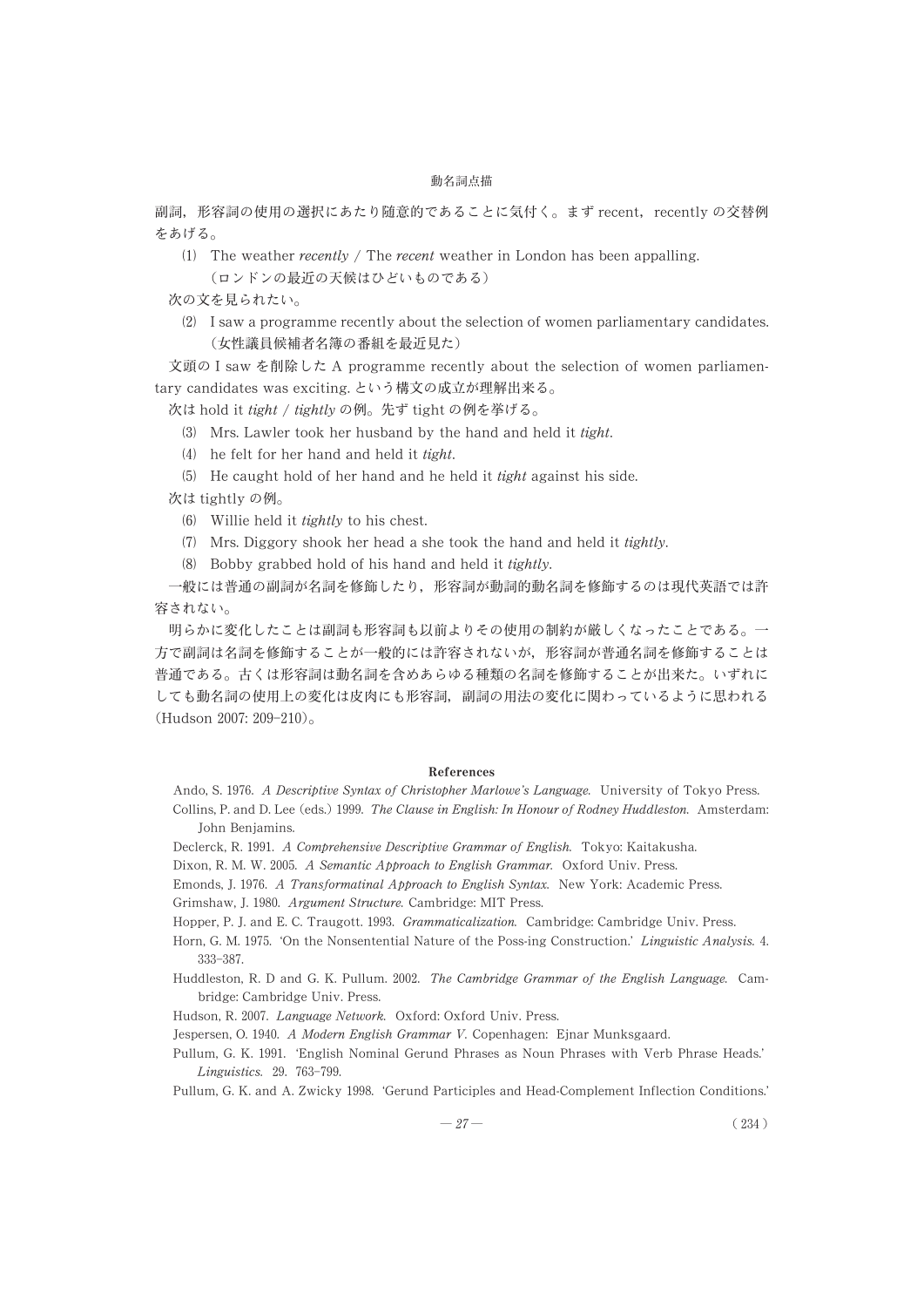副詞，形容詞の使用の選択にあたり随意的であることに気付く。まず recent，recently の交替例をあげる。

⑴ The weather *recently* / The *recent* weather in London has been appalling.
（ロンドンの最近の天候はひどいものである）

次の文を見られたい。

⑵ I saw a programme recently about the selection of women parliamentary candidates.
（女性議員候補者名簿の番組を最近見た）

文頭の I saw を削除した A programme recently about the selection of women parliamentary candidates was exciting. という構文の成立が理解出来る。

次は hold it *tight* / *tightly* の例。先ず tight の例を挙げる。

⑶ Mrs. Lawler took her husband by the hand and held it *tight*.
⑷ he felt for her hand and held it *tight*.
⑸ He caught hold of her hand and he held it *tight* against his side.

次は tightly の例。

⑹ Willie held it *tightly* to his chest.
⑺ Mrs. Diggory shook her head a she took the hand and held it *tightly*.
⑻ Bobby grabbed hold of his hand and held it *tightly*.

一般には普通の副詞が名詞を修飾したり，形容詞が動詞的動名詞を修飾するのは現代英語では許容されない。

明らかに変化したことは副詞も形容詞も以前よりその使用の制約が厳しくなったことである。一方で副詞は名詞を修飾することが一般的には許容されないが，形容詞が普通名詞を修飾することは普通である。古くは形容詞は動名詞を含めあらゆる種類の名詞を修飾することが出来た。いずれにしても動名詞の使用上の変化は皮肉にも形容詞，副詞の用法の変化に関わっているように思われる（Hudson 2007: 209–210）。

## References

Ando, S. 1976. *A Descriptive Syntax of Christopher Marlowe's Language.* University of Tokyo Press.

Collins, P. and D. Lee (eds.) 1999. *The Clause in English: In Honour of Rodney Huddleston.* Amsterdam: John Benjamins.

Declerck, R. 1991. *A Comprehensive Descriptive Grammar of English.* Tokyo: Kaitakusha.

Dixon, R. M. W. 2005. *A Semantic Approach to English Grammar.* Oxford Univ. Press.

Emonds, J. 1976. *A Transformatinal Approach to English Syntax.* New York: Academic Press.

Grimshaw, J. 1980. *Argument Structure.* Cambridge: MIT Press.

Hopper, P. J. and E. C. Traugott. 1993. *Grammaticalization.* Cambridge: Cambridge Univ. Press.

Horn, G. M. 1975. 'On the Nonsentential Nature of the Poss-ing Construction.' *Linguistic Analysis.* 4. 333–387.

Huddleston, R. D and G. K. Pullum. 2002. *The Cambridge Grammar of the English Language.* Cambridge: Cambridge Univ. Press.

Hudson, R. 2007. *Language Network.* Oxford: Oxford Univ. Press.

Jespersen, O. 1940. *A Modern English Grammar V.* Copenhagen: Ejnar Munksgaard.

Pullum, G. K. 1991. 'English Nominal Gerund Phrases as Noun Phrases with Verb Phrase Heads.' *Linguistics.* 29. 763–799.

Pullum, G. K. and A. Zwicky 1998. 'Gerund Participles and Head-Complement Inflection Conditions.'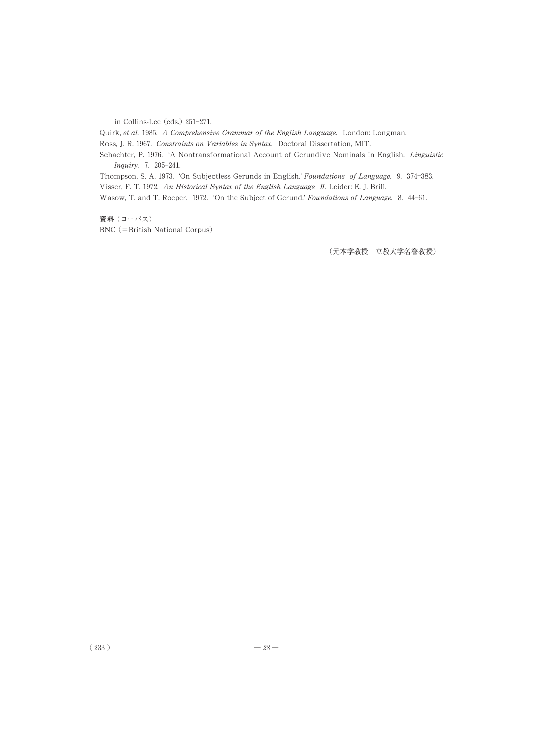in Collins-Lee (eds.) 251–271.

Quirk, *et al.* 1985. *A Comprehensive Grammar of the English Language.* London: Longman.

Ross, J. R. 1967. *Constraints on Variables in Syntax.* Doctoral Dissertation, MIT.

Schachter, P. 1976. 'A Nontransformational Account of Gerundive Nominals in English. *Linguistic Inquiry.* 7. 205–241.

Thompson, S. A. 1973. 'On Subjectless Gerunds in English.' *Foundations of Language.* 9. 374–383.

Visser, F. T. 1972. *An Historical Syntax of the English Language II*. Leider: E. J. Brill.

Wasow, T. and T. Roeper. 1972. 'On the Subject of Gerund.' *Foundations of Language.* 8. 44–61.

**資料**（コーパス）

BNC（＝British National Corpus）

（元本学教授　立教大学名誉教授）